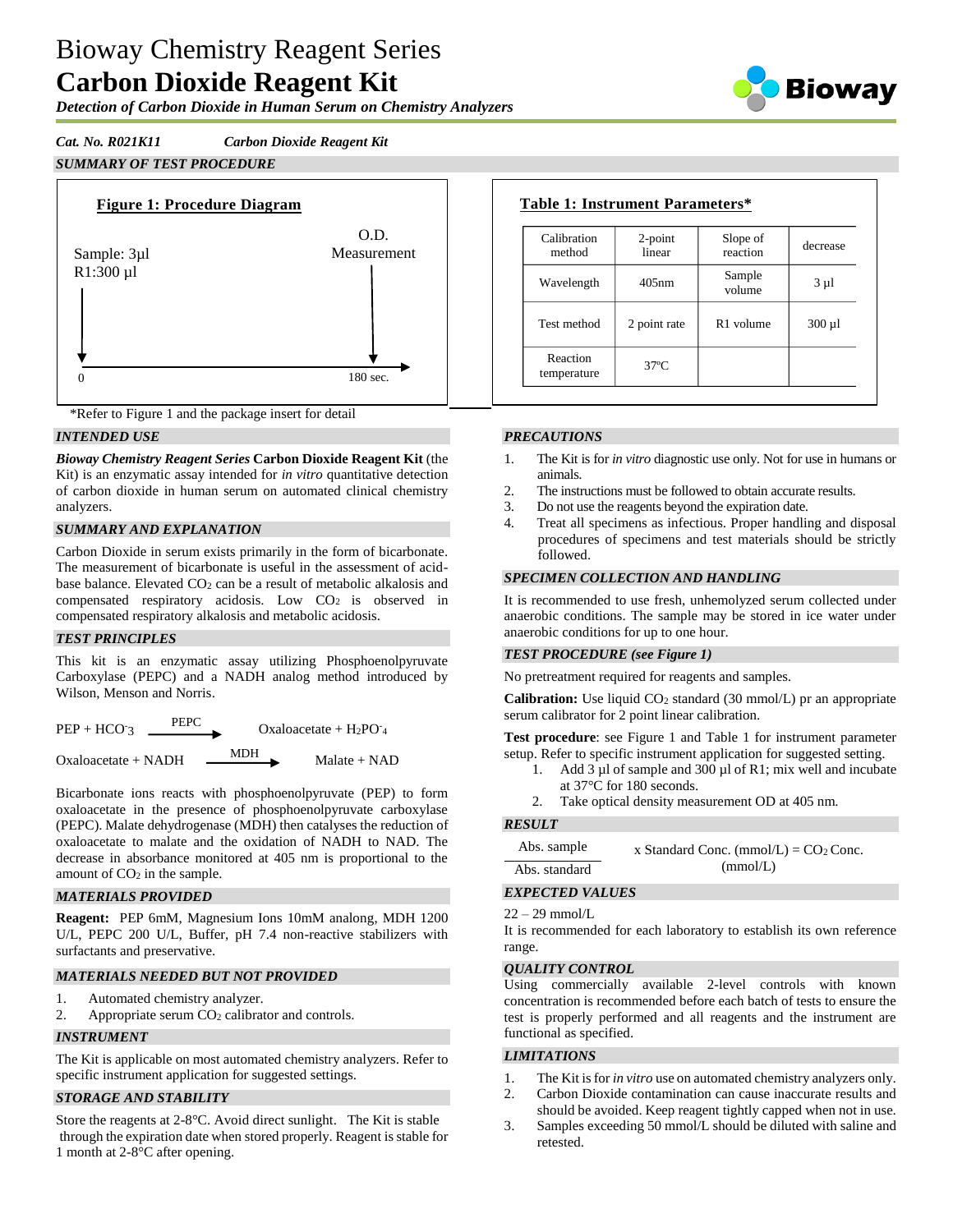# Bioway Chemistry Reagent Series
# **Carbon Dioxide Reagent Kit**

***Detection of Carbon Dioxide in Human Serum on Chemistry Analyzers***

***Cat. No. R021K11*** ***Carbon Dioxide Reagent Kit***

## *SUMMARY OF TEST PROCEDURE*

**Figure 1: Procedure Diagram**

Sample: 3µl
R1:300 µl

O.D. Measurement

0 → 180 sec.

*Refer to Figure 1 and the package insert for detail

**Table 1: Instrument Parameters***

| Calibration method | 2-point linear | Slope of reaction | decrease |
|---|---|---|---|
| Wavelength | 405nm | Sample volume | 3 µl |
| Test method | 2 point rate | R1 volume | 300 µl |
| Reaction temperature | 37ºC | | |

## *INTENDED USE*

***Bioway Chemistry Reagent Series*** **Carbon Dioxide Reagent Kit** (the Kit) is an enzymatic assay intended for *in vitro* quantitative detection of carbon dioxide in human serum on automated clinical chemistry analyzers.

## *SUMMARY AND EXPLANATION*

Carbon Dioxide in serum exists primarily in the form of bicarbonate. The measurement of bicarbonate is useful in the assessment of acid-base balance. Elevated $CO_2$ can be a result of metabolic alkalosis and compensated respiratory acidosis. Low $CO_2$ is observed in compensated respiratory alkalosis and metabolic acidosis.

## *TEST PRINCIPLES*

This kit is an enzymatic assay utilizing Phosphoenolpyruvate Carboxylase (PEPC) and a NADH analog method introduced by Wilson, Menson and Norris.

$$PEP + HCO_3^- \xrightarrow{PEPC} Oxaloacetate + H_2PO_4^-$$

$$Oxaloacetate + NADH \xrightarrow{MDH} Malate + NAD$$

Bicarbonate ions reacts with phosphoenolpyruvate (PEP) to form oxaloacetate in the presence of phosphoenolpyruvate carboxylase (PEPC). Malate dehydrogenase (MDH) then catalyses the reduction of oxaloacetate to malate and the oxidation of NADH to NAD. The decrease in absorbance monitored at 405 nm is proportional to the amount of $CO_2$ in the sample.

## *MATERIALS PROVIDED*

**Reagent:** PEP 6mM, Magnesium Ions 10mM analong, MDH 1200 U/L, PEPC 200 U/L, Buffer, pH 7.4 non-reactive stabilizers with surfactants and preservative.

## *MATERIALS NEEDED BUT NOT PROVIDED*

1. Automated chemistry analyzer.
2. Appropriate serum $CO_2$ calibrator and controls.

## *INSTRUMENT*

The Kit is applicable on most automated chemistry analyzers. Refer to specific instrument application for suggested settings.

## *STORAGE AND STABILITY*

Store the reagents at 2-8°C. Avoid direct sunlight. The Kit is stable through the expiration date when stored properly. Reagent is stable for 1 month at 2-8°C after opening.

## *PRECAUTIONS*

1. The Kit is for *in vitro* diagnostic use only. Not for use in humans or animals.
2. The instructions must be followed to obtain accurate results.
3. Do not use the reagents beyond the expiration date.
4. Treat all specimens as infectious. Proper handling and disposal procedures of specimens and test materials should be strictly followed.

## *SPECIMEN COLLECTION AND HANDLING*

It is recommended to use fresh, unhemolyzed serum collected under anaerobic conditions. The sample may be stored in ice water under anaerobic conditions for up to one hour.

## *TEST PROCEDURE (see Figure 1)*

No pretreatment required for reagents and samples.

**Calibration:** Use liquid $CO_2$ standard (30 mmol/L) pr an appropriate serum calibrator for 2 point linear calibration.

**Test procedure**: see Figure 1 and Table 1 for instrument parameter setup. Refer to specific instrument application for suggested setting.

1. Add 3 µl of sample and 300 µl of R1; mix well and incubate at 37°C for 180 seconds.
2. Take optical density measurement OD at 405 nm.

## *RESULT*

$$\frac{\text{Abs. sample}}{\text{Abs. standard}} \times \text{Standard Conc. (mmol/L)} = CO_2 \text{ Conc. (mmol/L)}$$

## *EXPECTED VALUES*

22 – 29 mmol/L

It is recommended for each laboratory to establish its own reference range.

## *QUALITY CONTROL*

Using commercially available 2-level controls with known concentration is recommended before each batch of tests to ensure the test is properly performed and all reagents and the instrument are functional as specified.

## *LIMITATIONS*

1. The Kit is for *in vitro* use on automated chemistry analyzers only.
2. Carbon Dioxide contamination can cause inaccurate results and should be avoided. Keep reagent tightly capped when not in use.
3. Samples exceeding 50 mmol/L should be diluted with saline and retested.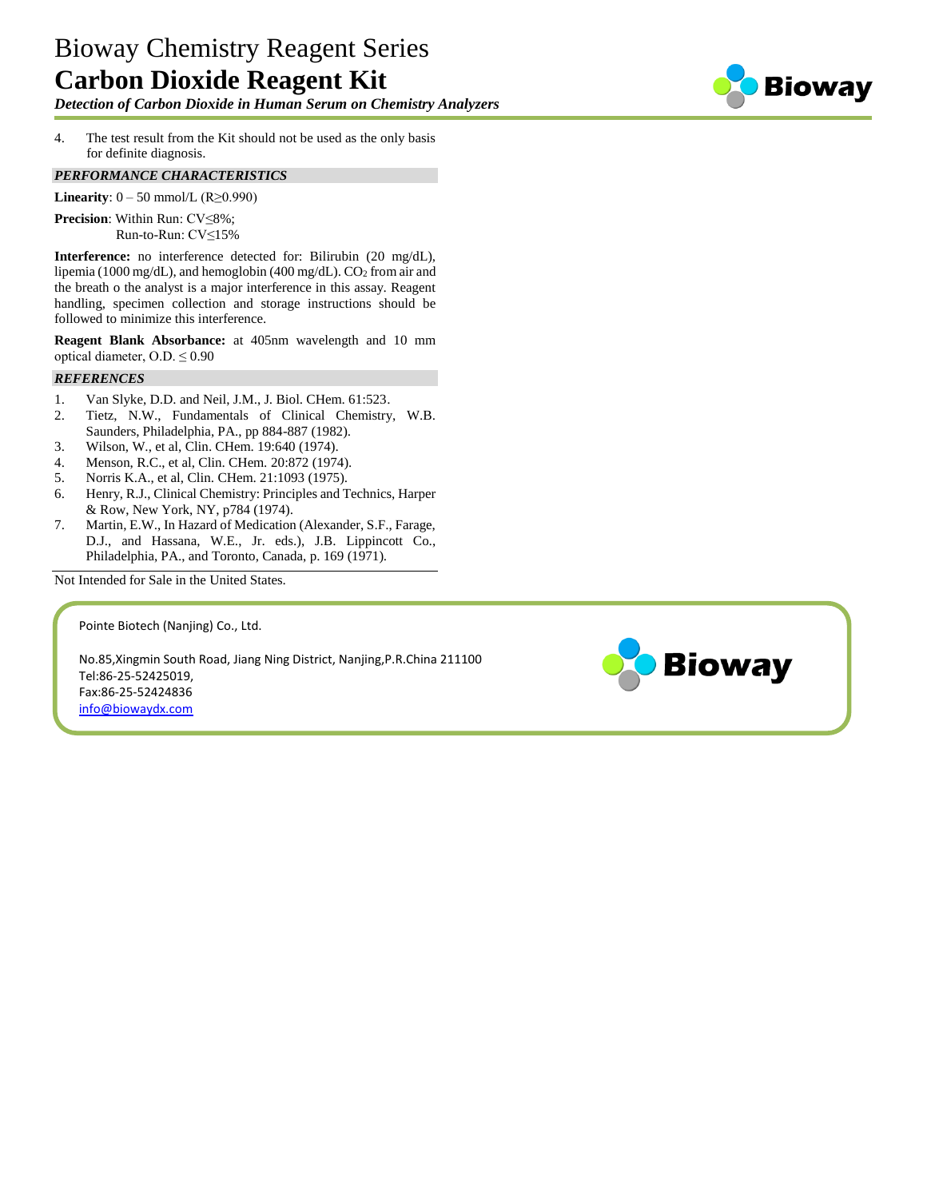4. The test result from the Kit should not be used as the only basis for definite diagnosis.

## PERFORMANCE CHARACTERISTICS

**Linearity**: 0 – 50 mmol/L (R≥0.990)

**Precision**: Within Run: CV≤8%;
Run-to-Run: CV≤15%

**Interference:** no interference detected for: Bilirubin (20 mg/dL), lipemia (1000 mg/dL), and hemoglobin (400 mg/dL). $CO_2$ from air and the breath o the analyst is a major interference in this assay. Reagent handling, specimen collection and storage instructions should be followed to minimize this interference.

**Reagent Blank Absorbance:** at 405nm wavelength and 10 mm optical diameter, O.D. ≤ 0.90

## REFERENCES

1. Van Slyke, D.D. and Neil, J.M., J. Biol. CHem. 61:523.
2. Tietz, N.W., Fundamentals of Clinical Chemistry, W.B. Saunders, Philadelphia, PA., pp 884-887 (1982).
3. Wilson, W., et al, Clin. CHem. 19:640 (1974).
4. Menson, R.C., et al, Clin. CHem. 20:872 (1974).
5. Norris K.A., et al, Clin. CHem. 21:1093 (1975).
6. Henry, R.J., Clinical Chemistry: Principles and Technics, Harper & Row, New York, NY, p784 (1974).
7. Martin, E.W., In Hazard of Medication (Alexander, S.F., Farage, D.J., and Hassana, W.E., Jr. eds.), J.B. Lippincott Co., Philadelphia, PA., and Toronto, Canada, p. 169 (1971).

Not Intended for Sale in the United States.

Pointe Biotech (Nanjing) Co., Ltd.

No.85,Xingmin South Road, Jiang Ning District, Nanjing,P.R.China 211100
Tel:86-25-52425019,
Fax:86-25-52424836
info@biowaydx.com

Bioway